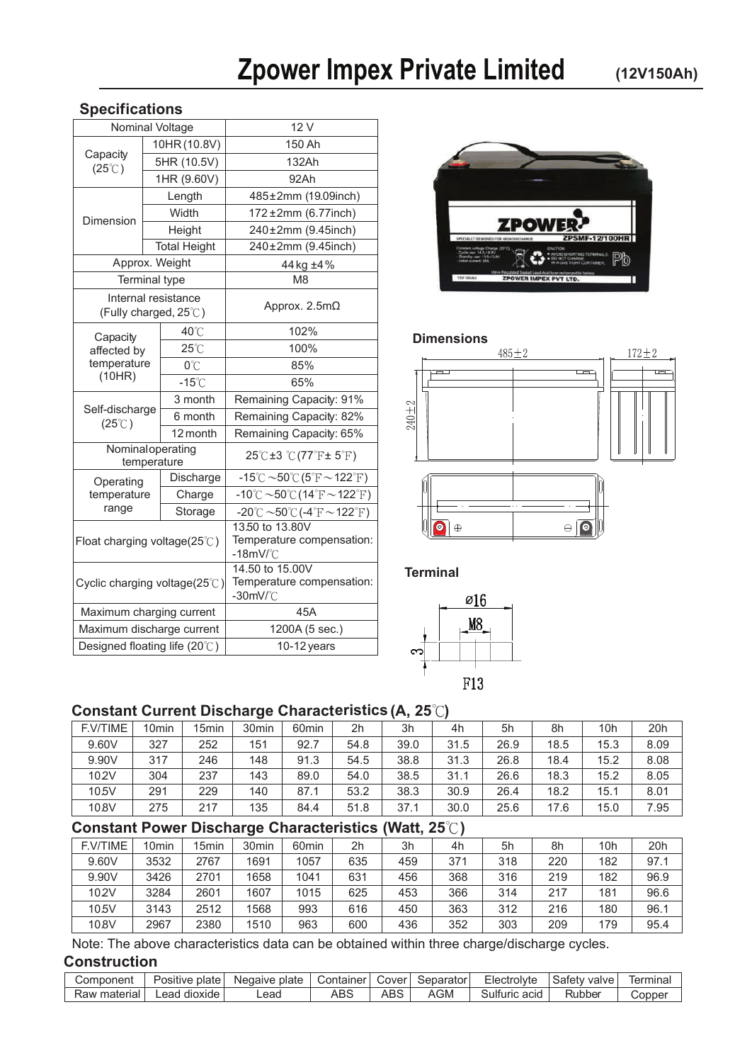# Zpower Impex Private Limited

**(12V150Ah)**

## Specifications

| | | |
|---|---|---|
| Nominal Voltage | | 12 V |
| Capacity (25℃) | 10HR (10.8V) | 150 Ah |
| | 5HR (10.5V) | 132Ah |
| | 1HR (9.60V) | 92Ah |
| Dimension | Length | 485±2mm (19.09inch) |
| | Width | 172±2mm (6.77inch) |
| | Height | 240±2mm (9.45inch) |
| | Total Height | 240±2mm (9.45inch) |
| Approx. Weight | | 44 kg ±4% |
| Terminal type | | M8 |
| Internal resistance (Fully charged, 25℃) | | Approx. 2.5mΩ |
| Capacity affected by temperature (10HR) | 40℃ | 102% |
| | 25℃ | 100% |
| | 0℃ | 85% |
| | -15℃ | 65% |
| Self-discharge (25℃) | 3 month | Remaining Capacity: 91% |
| | 6 month | Remaining Capacity: 82% |
| | 12 month | Remaining Capacity: 65% |
| Nominal operating temperature | | 25℃±3 ℃(77℉± 5℉) |
| Operating temperature range | Discharge | -15℃～50℃(5℉～122℉) |
| | Charge | -10℃～50℃(14℉～122℉) |
| | Storage | -20℃～50℃(-4℉～122℉) |
| Float charging voltage(25℃) | | 13.50 to 13.80V Temperature compensation: -18mV/℃ |
| Cyclic charging voltage(25℃) | | 14.50 to 15.00V Temperature compensation: -30mV/℃ |
| Maximum charging current | | 45A |
| Maximum discharge current | | 1200A (5 sec.) |
| Designed floating life (20℃) | | 10-12 years |

**Dimensions**

485±2

172±2

240±2

**Terminal**

ø16

M8

3

F13

## Constant Current Discharge Characteristics (A, 25℃)

| F.V/TIME | 10min | 15min | 30min | 60min | 2h | 3h | 4h | 5h | 8h | 10h | 20h |
|---|---|---|---|---|---|---|---|---|---|---|---|
| 9.60V | 327 | 252 | 151 | 92.7 | 54.8 | 39.0 | 31.5 | 26.9 | 18.5 | 15.3 | 8.09 |
| 9.90V | 317 | 246 | 148 | 91.3 | 54.5 | 38.8 | 31.3 | 26.8 | 18.4 | 15.2 | 8.08 |
| 10.2V | 304 | 237 | 143 | 89.0 | 54.0 | 38.5 | 31.1 | 26.6 | 18.3 | 15.2 | 8.05 |
| 10.5V | 291 | 229 | 140 | 87.1 | 53.2 | 38.3 | 30.9 | 26.4 | 18.2 | 15.1 | 8.01 |
| 10.8V | 275 | 217 | 135 | 84.4 | 51.8 | 37.1 | 30.0 | 25.6 | 17.6 | 15.0 | 7.95 |

## Constant Power Discharge Characteristics (Watt, 25℃)

| F.V/TIME | 10min | 15min | 30min | 60min | 2h | 3h | 4h | 5h | 8h | 10h | 20h |
|---|---|---|---|---|---|---|---|---|---|---|---|
| 9.60V | 3532 | 2767 | 1691 | 1057 | 635 | 459 | 371 | 318 | 220 | 182 | 97.1 |
| 9.90V | 3426 | 2701 | 1658 | 1041 | 631 | 456 | 368 | 316 | 219 | 182 | 96.9 |
| 10.2V | 3284 | 2601 | 1607 | 1015 | 625 | 453 | 366 | 314 | 217 | 181 | 96.6 |
| 10.5V | 3143 | 2512 | 1568 | 993 | 616 | 450 | 363 | 312 | 216 | 180 | 96.1 |
| 10.8V | 2967 | 2380 | 1510 | 963 | 600 | 436 | 352 | 303 | 209 | 179 | 95.4 |

Note: The above characteristics data can be obtained within three charge/discharge cycles.

## Construction

| Component | Positive plate | Negaive plate | Container | Cover | Separator | Electrolyte | Safety valve | Terminal |
|---|---|---|---|---|---|---|---|---|
| Raw material | Lead dioxide | Lead | ABS | ABS | AGM | Sulfuric acid | Rubber | Copper |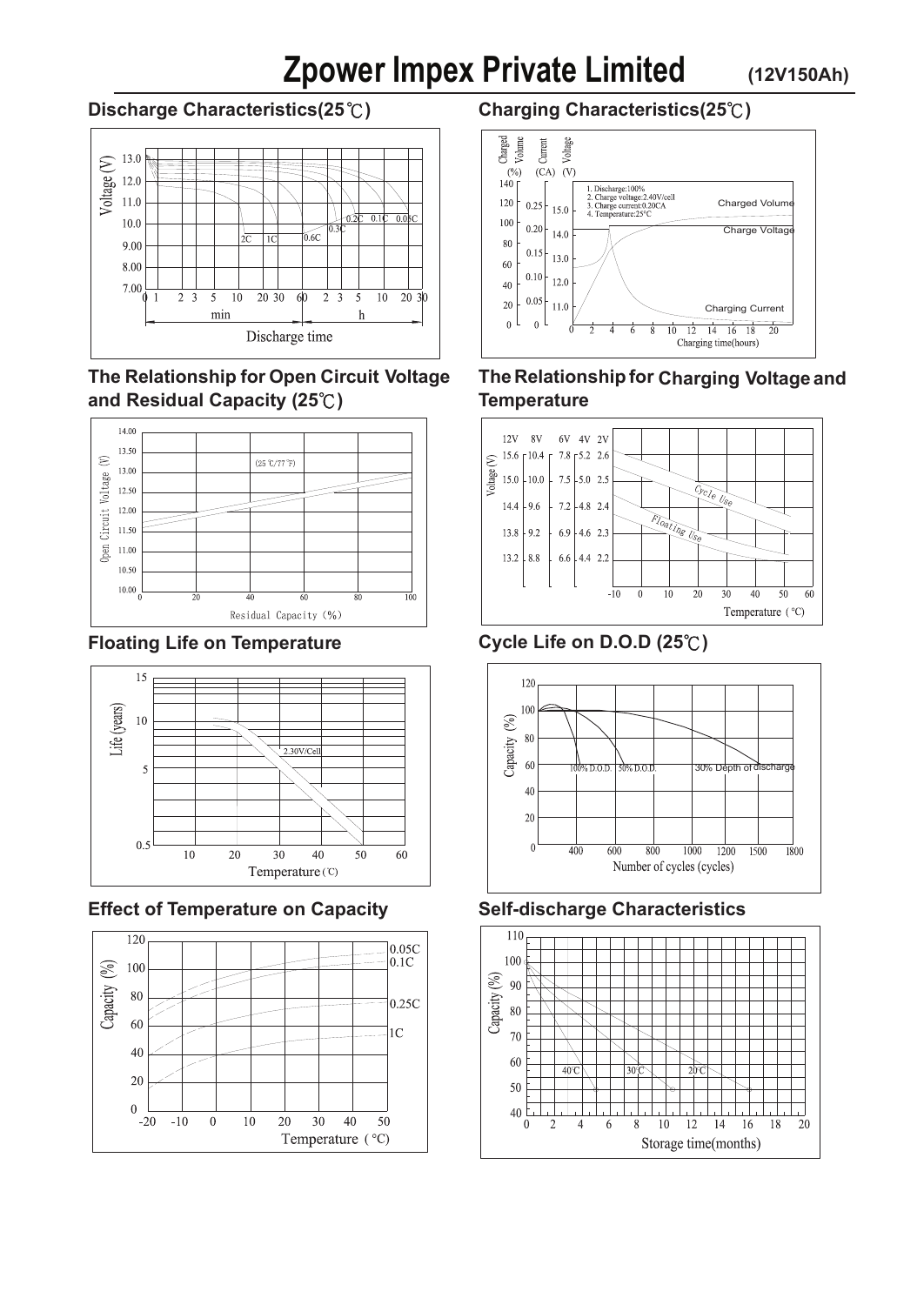# Zpower Impex Private Limited (12V150Ah)

## Discharge Characteristics(25℃)

Voltage (V)
13.0
12.0
11.0
10.0
9.00
8.00
7.00
2C 1C 0.6C 0.3C 0.2C 0.1C 0.05C
0 1 2 3 5 10 20 30 60 2 3 5 10 20 30
min h
Discharge time

## Charging Characteristics(25℃)

Charged Volume (%) Current (CA) Voltage (V)
140
120 0.25 15.0
100 0.20 14.0
80 0.15 13.0
60 0.10 12.0
40 0.05 11.0
20
0 0
1. Discharge:100%
2. Charge voltage:2.40V/cell
3. Charge current:0.20CA
4. Temperature:25°C
Charged Volume
Charge Voltage
Charging Current
0 2 4 6 8 10 12 14 16 18 20
Charging time(hours)

## The Relationship for Open Circuit Voltage and Residual Capacity (25℃)

Open Circuit Voltage (V)
14.00
13.50
13.00
12.50
12.00
11.50
11.00
10.50
10.00
(25℃/77℉)
0 20 40 60 80 100
Residual Capacity (%)

## The Relationship for Charging Voltage and Temperature

Voltage (V)
12V 8V 6V 4V 2V
15.6 10.4 7.8 5.2 2.6
15.0 10.0 7.5 5.0 2.5
14.4 9.6 7.2 4.8 2.4
13.8 9.2 6.9 4.6 2.3
13.2 8.8 6.6 4.4 2.2
Cycle Use
Floating Use
-10 0 10 20 30 40 50 60
Temperature (℃)

## Floating Life on Temperature

Life (years)
15
10
5
0.5
2.30V/Cell
10 20 30 40 50 60
Temperature (℃)

## Cycle Life on D.O.D (25℃)

Capacity (%)
120
100
80
60
40
20
0
100% D.O.D. 50% D.O.D. 30% Depth of discharge
400 600 800 1000 1200 1500 1800
Number of cycles (cycles)

## Effect of Temperature on Capacity

Capacity (%)
120
100
80
60
40
20
0
0.05C
0.1C
0.25C
1C
-20 -10 0 10 20 30 40 50
Temperature (℃)

## Self-discharge Characteristics

Capacity (%)
110
100
90
80
70
60
50
40
40℃ 30℃ 20℃
0 2 4 6 8 10 12 14 16 18 20
Storage time(months)